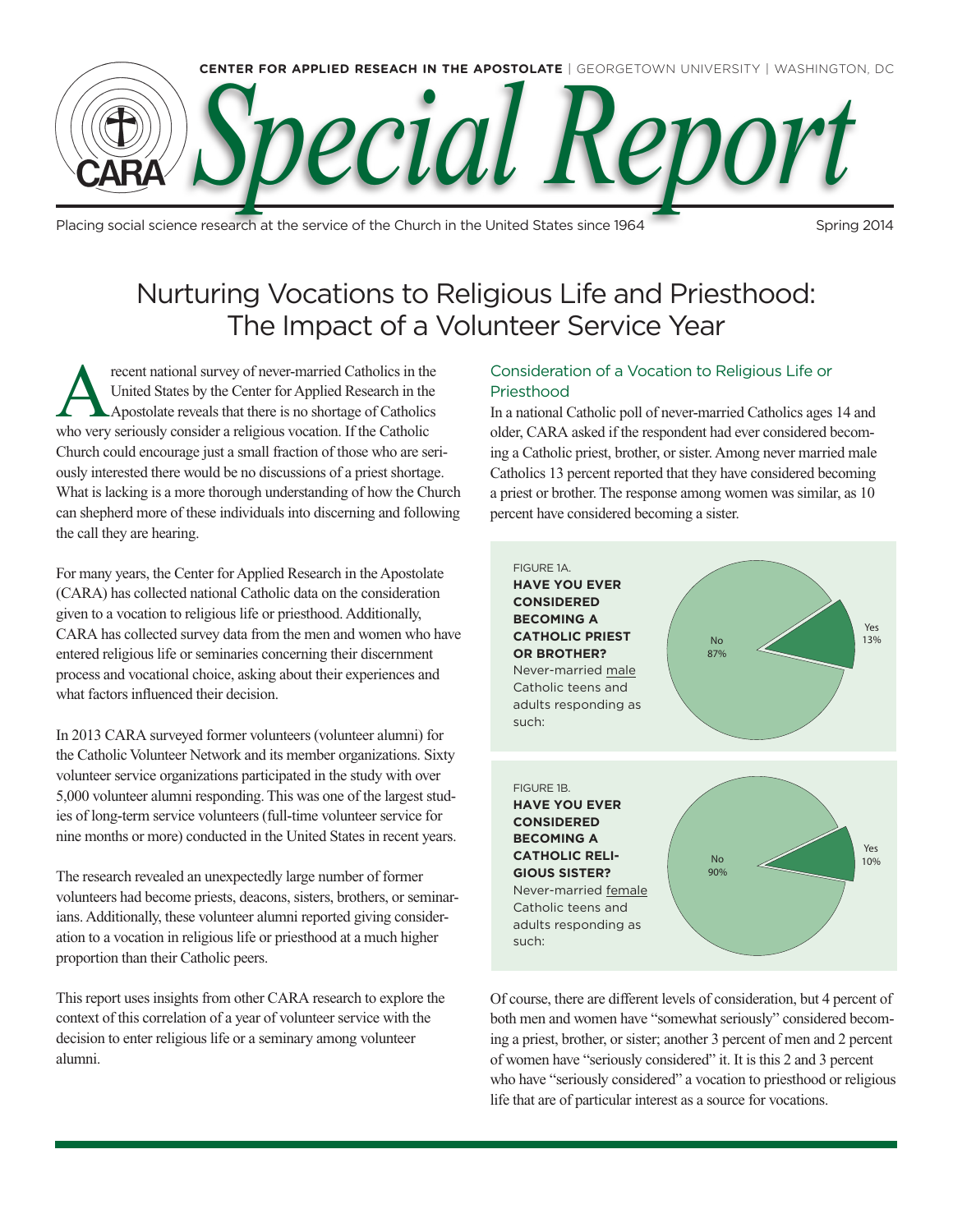CENTER FOR APPLIED REASEACH IN THE APOSTOLATE | GEORGETOWN UNIVERSITY | WASHINGTON, DC

# Special Report

Placing social science research at the service of the Church in the United States since 1964

Spring 2014

# Nurturing Vocations to Religious Life and Priesthood: The Impact of a Volunteer Service Year

A recent national survey of never-married Catholics in the United States by the Center for Applied Research in the Apostolate reveals that there is no shortage of Catholics who very seriously consider a religious vocation. If the Catholic Church could encourage just a small fraction of those who are seriously interested there would be no discussions of a priest shortage. What is lacking is a more thorough understanding of how the Church can shepherd more of these individuals into discerning and following the call they are hearing.

For many years, the Center for Applied Research in the Apostolate (CARA) has collected national Catholic data on the consideration given to a vocation to religious life or priesthood. Additionally, CARA has collected survey data from the men and women who have entered religious life or seminaries concerning their discernment process and vocational choice, asking about their experiences and what factors influenced their decision.

In 2013 CARA surveyed former volunteers (volunteer alumni) for the Catholic Volunteer Network and its member organizations. Sixty volunteer service organizations participated in the study with over 5,000 volunteer alumni responding. This was one of the largest studies of long-term service volunteers (full-time volunteer service for nine months or more) conducted in the United States in recent years.

The research revealed an unexpectedly large number of former volunteers had become priests, deacons, sisters, brothers, or seminarians. Additionally, these volunteer alumni reported giving consideration to a vocation in religious life or priesthood at a much higher proportion than their Catholic peers.

This report uses insights from other CARA research to explore the context of this correlation of a year of volunteer service with the decision to enter religious life or a seminary among volunteer alumni.

## Consideration of a Vocation to Religious Life or Priesthood

In a national Catholic poll of never-married Catholics ages 14 and older, CARA asked if the respondent had ever considered becoming a Catholic priest, brother, or sister. Among never married male Catholics 13 percent reported that they have considered becoming a priest or brother. The response among women was similar, as 10 percent have considered becoming a sister.

FIGURE 1A.
**HAVE YOU EVER CONSIDERED BECOMING A CATHOLIC PRIEST OR BROTHER?**
Never-married male Catholic teens and adults responding as such:

| Response | Percent |
|---|---|
| No | 87% |
| Yes | 13% |

FIGURE 1B.
**HAVE YOU EVER CONSIDERED BECOMING A CATHOLIC RELIGIOUS SISTER?**
Never-married female Catholic teens and adults responding as such:

| Response | Percent |
|---|---|
| No | 90% |
| Yes | 10% |

Of course, there are different levels of consideration, but 4 percent of both men and women have "somewhat seriously" considered becoming a priest, brother, or sister; another 3 percent of men and 2 percent of women have "seriously considered" it. It is this 2 and 3 percent who have "seriously considered" a vocation to priesthood or religious life that are of particular interest as a source for vocations.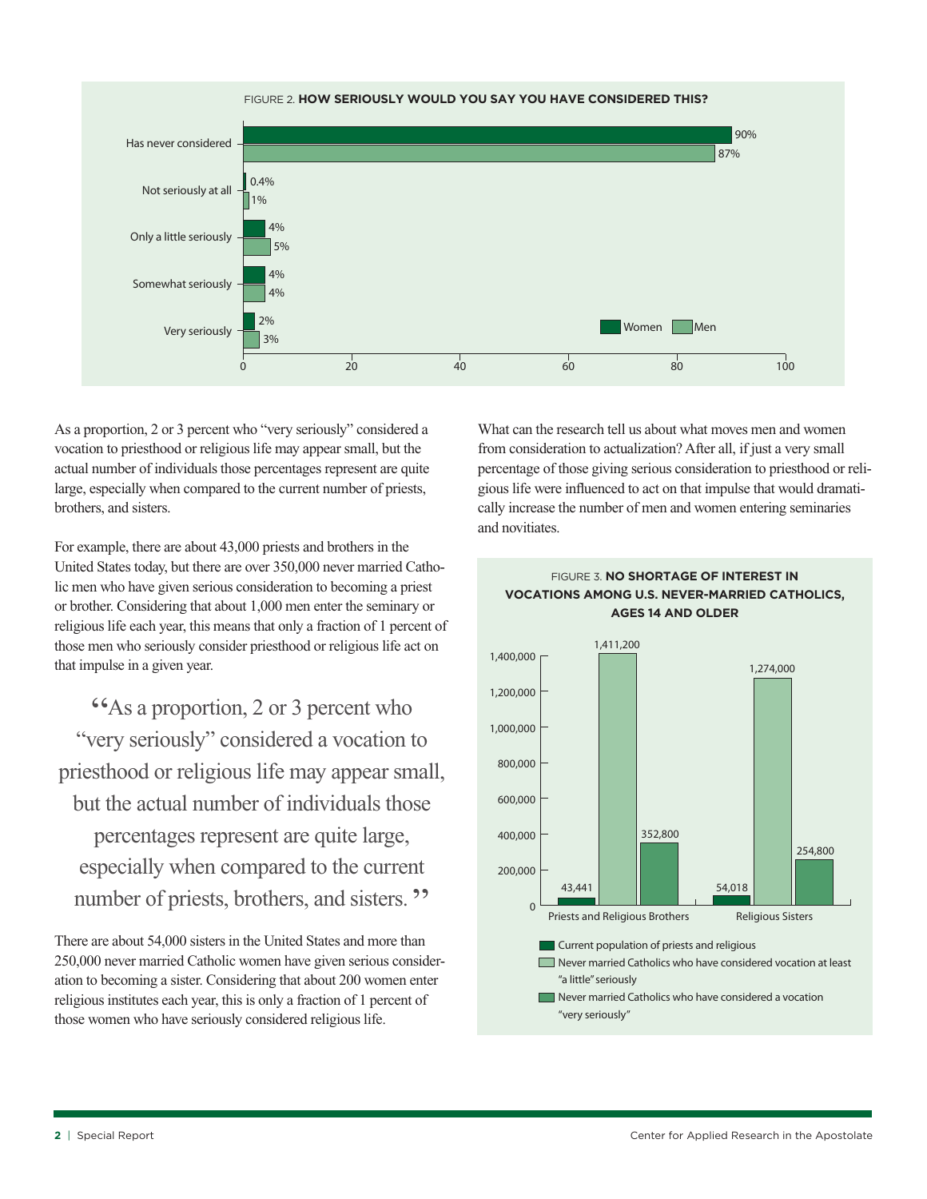FIGURE 2. **HOW SERIOUSLY WOULD YOU SAY YOU HAVE CONSIDERED THIS?**

| | Women | Men |
|---|---|---|
| Has never considered | 90% | 87% |
| Not seriously at all | 0.4% | 1% |
| Only a little seriously | 4% | 5% |
| Somewhat seriously | 4% | 4% |
| Very seriously | 2% | 3% |

As a proportion, 2 or 3 percent who "very seriously" considered a vocation to priesthood or religious life may appear small, but the actual number of individuals those percentages represent are quite large, especially when compared to the current number of priests, brothers, and sisters.

For example, there are about 43,000 priests and brothers in the United States today, but there are over 350,000 never married Catholic men who have given serious consideration to becoming a priest or brother. Considering that about 1,000 men enter the seminary or religious life each year, this means that only a fraction of 1 percent of those men who seriously consider priesthood or religious life act on that impulse in a given year.

> "As a proportion, 2 or 3 percent who "very seriously" considered a vocation to priesthood or religious life may appear small, but the actual number of individuals those percentages represent are quite large, especially when compared to the current number of priests, brothers, and sisters."

There are about 54,000 sisters in the United States and more than 250,000 never married Catholic women have given serious consideration to becoming a sister. Considering that about 200 women enter religious institutes each year, this is only a fraction of 1 percent of those women who have seriously considered religious life.

What can the research tell us about what moves men and women from consideration to actualization? After all, if just a very small percentage of those giving serious consideration to priesthood or religious life were influenced to act on that impulse that would dramatically increase the number of men and women entering seminaries and novitiates.

FIGURE 3. **NO SHORTAGE OF INTEREST IN VOCATIONS AMONG U.S. NEVER-MARRIED CATHOLICS, AGES 14 AND OLDER**

| | Priests and Religious Brothers | Religious Sisters |
|---|---|---|
| Current population of priests and religious | 43,441 | 54,018 |
| Never married Catholics who have considered vocation at least "a little" seriously | 1,411,200 | 1,274,000 |
| Never married Catholics who have considered a vocation "very seriously" | 352,800 | 254,800 |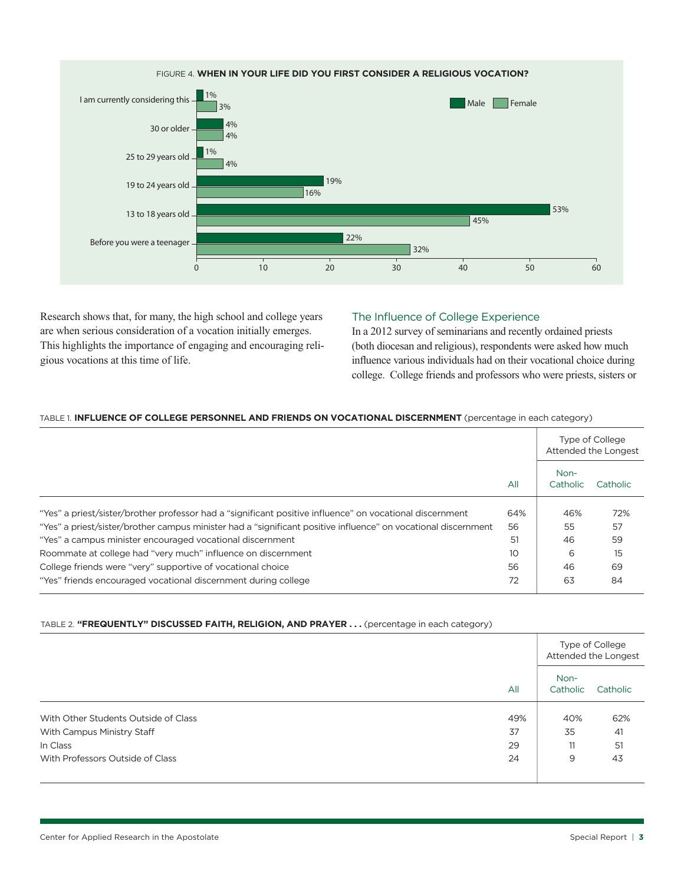FIGURE 4. **WHEN IN YOUR LIFE DID YOU FIRST CONSIDER A RELIGIOUS VOCATION?**

| | Male | Female |
|---|---|---|
| I am currently considering this | 1% | 3% |
| 30 or older | 4% | 4% |
| 25 to 29 years old | 1% | 4% |
| 19 to 24 years old | 19% | 16% |
| 13 to 18 years old | 53% | 45% |
| Before you were a teenager | 22% | 32% |

Research shows that, for many, the high school and college years are when serious consideration of a vocation initially emerges. This highlights the importance of engaging and encouraging religious vocations at this time of life.

## The Influence of College Experience

In a 2012 survey of seminarians and recently ordained priests (both diocesan and religious), respondents were asked how much influence various individuals had on their vocational choice during college. College friends and professors who were priests, sisters or

TABLE 1. **INFLUENCE OF COLLEGE PERSONNEL AND FRIENDS ON VOCATIONAL DISCERNMENT** (percentage in each category)

| | | Type of College Attended the Longest | |
|---|---|---|---|
| | All | Non-Catholic | Catholic |
| "Yes" a priest/sister/brother professor had a "significant positive influence" on vocational discernment | 64% | 46% | 72% |
| "Yes" a priest/sister/brother campus minister had a "significant positive influence" on vocational discernment | 56 | 55 | 57 |
| "Yes" a campus minister encouraged vocational discernment | 51 | 46 | 59 |
| Roommate at college had "very much" influence on discernment | 10 | 6 | 15 |
| College friends were "very" supportive of vocational choice | 56 | 46 | 69 |
| "Yes" friends encouraged vocational discernment during college | 72 | 63 | 84 |

TABLE 2. **"FREQUENTLY" DISCUSSED FAITH, RELIGION, AND PRAYER . . .** (percentage in each category)

| | | Type of College Attended the Longest | |
|---|---|---|---|
| | All | Non-Catholic | Catholic |
| With Other Students Outside of Class | 49% | 40% | 62% |
| With Campus Ministry Staff | 37 | 35 | 41 |
| In Class | 29 | 11 | 51 |
| With Professors Outside of Class | 24 | 9 | 43 |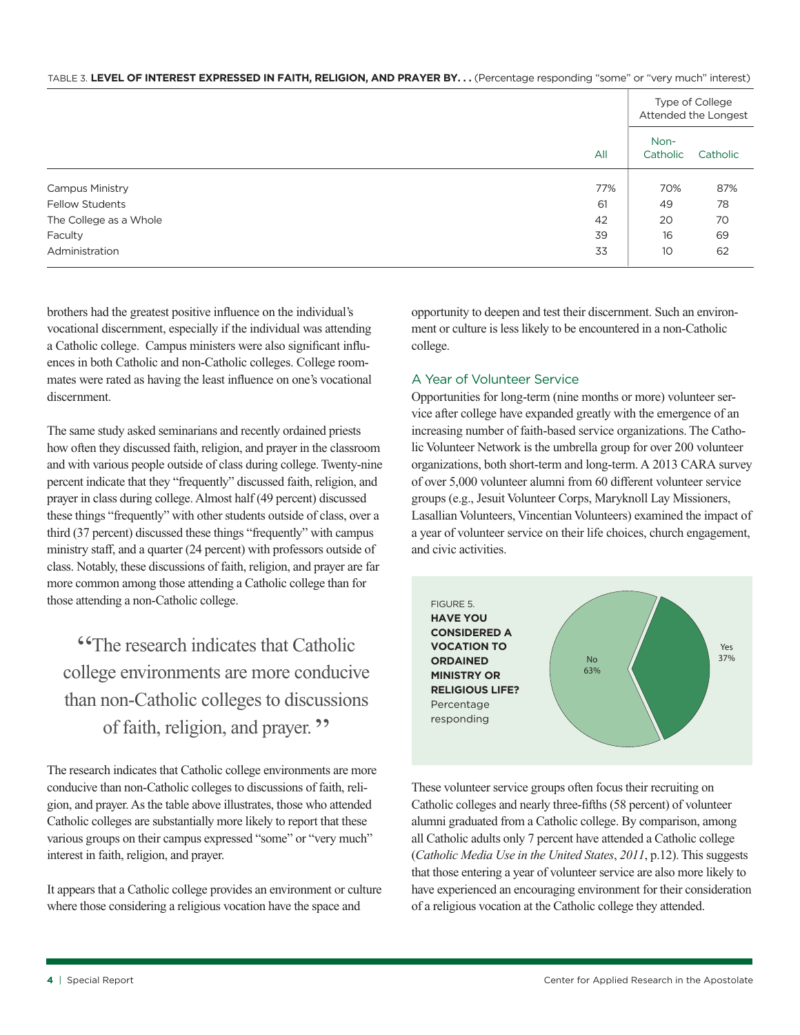TABLE 3. **LEVEL OF INTEREST EXPRESSED IN FAITH, RELIGION, AND PRAYER BY. . .** (Percentage responding "some" or "very much" interest)

| | | Type of College Attended the Longest | |
|---|---|---|---|
| | All | Non-Catholic | Catholic |
| Campus Ministry | 77% | 70% | 87% |
| Fellow Students | 61 | 49 | 78 |
| The College as a Whole | 42 | 20 | 70 |
| Faculty | 39 | 16 | 69 |
| Administration | 33 | 10 | 62 |

brothers had the greatest positive influence on the individual's vocational discernment, especially if the individual was attending a Catholic college. Campus ministers were also significant influences in both Catholic and non-Catholic colleges. College roommates were rated as having the least influence on one's vocational discernment.

The same study asked seminarians and recently ordained priests how often they discussed faith, religion, and prayer in the classroom and with various people outside of class during college. Twenty-nine percent indicate that they "frequently" discussed faith, religion, and prayer in class during college. Almost half (49 percent) discussed these things "frequently" with other students outside of class, over a third (37 percent) discussed these things "frequently" with campus ministry staff, and a quarter (24 percent) with professors outside of class. Notably, these discussions of faith, religion, and prayer are far more common among those attending a Catholic college than for those attending a non-Catholic college.

> "The research indicates that Catholic college environments are more conducive than non-Catholic colleges to discussions of faith, religion, and prayer."

The research indicates that Catholic college environments are more conducive than non-Catholic colleges to discussions of faith, religion, and prayer. As the table above illustrates, those who attended Catholic colleges are substantially more likely to report that these various groups on their campus expressed "some" or "very much" interest in faith, religion, and prayer.

It appears that a Catholic college provides an environment or culture where those considering a religious vocation have the space and opportunity to deepen and test their discernment. Such an environment or culture is less likely to be encountered in a non-Catholic college.

## A Year of Volunteer Service

Opportunities for long-term (nine months or more) volunteer service after college have expanded greatly with the emergence of an increasing number of faith-based service organizations. The Catholic Volunteer Network is the umbrella group for over 200 volunteer organizations, both short-term and long-term. A 2013 CARA survey of over 5,000 volunteer alumni from 60 different volunteer service groups (e.g., Jesuit Volunteer Corps, Maryknoll Lay Missioners, Lasallian Volunteers, Vincentian Volunteers) examined the impact of a year of volunteer service on their life choices, church engagement, and civic activities.

FIGURE 5. **HAVE YOU CONSIDERED A VOCATION TO ORDAINED MINISTRY OR RELIGIOUS LIFE?** Percentage responding

| Response | Percentage |
|---|---|
| No | 63% |
| Yes | 37% |

These volunteer service groups often focus their recruiting on Catholic colleges and nearly three-fifths (58 percent) of volunteer alumni graduated from a Catholic college. By comparison, among all Catholic adults only 7 percent have attended a Catholic college (*Catholic Media Use in the United States*, *2011*, p.12). This suggests that those entering a year of volunteer service are also more likely to have experienced an encouraging environment for their consideration of a religious vocation at the Catholic college they attended.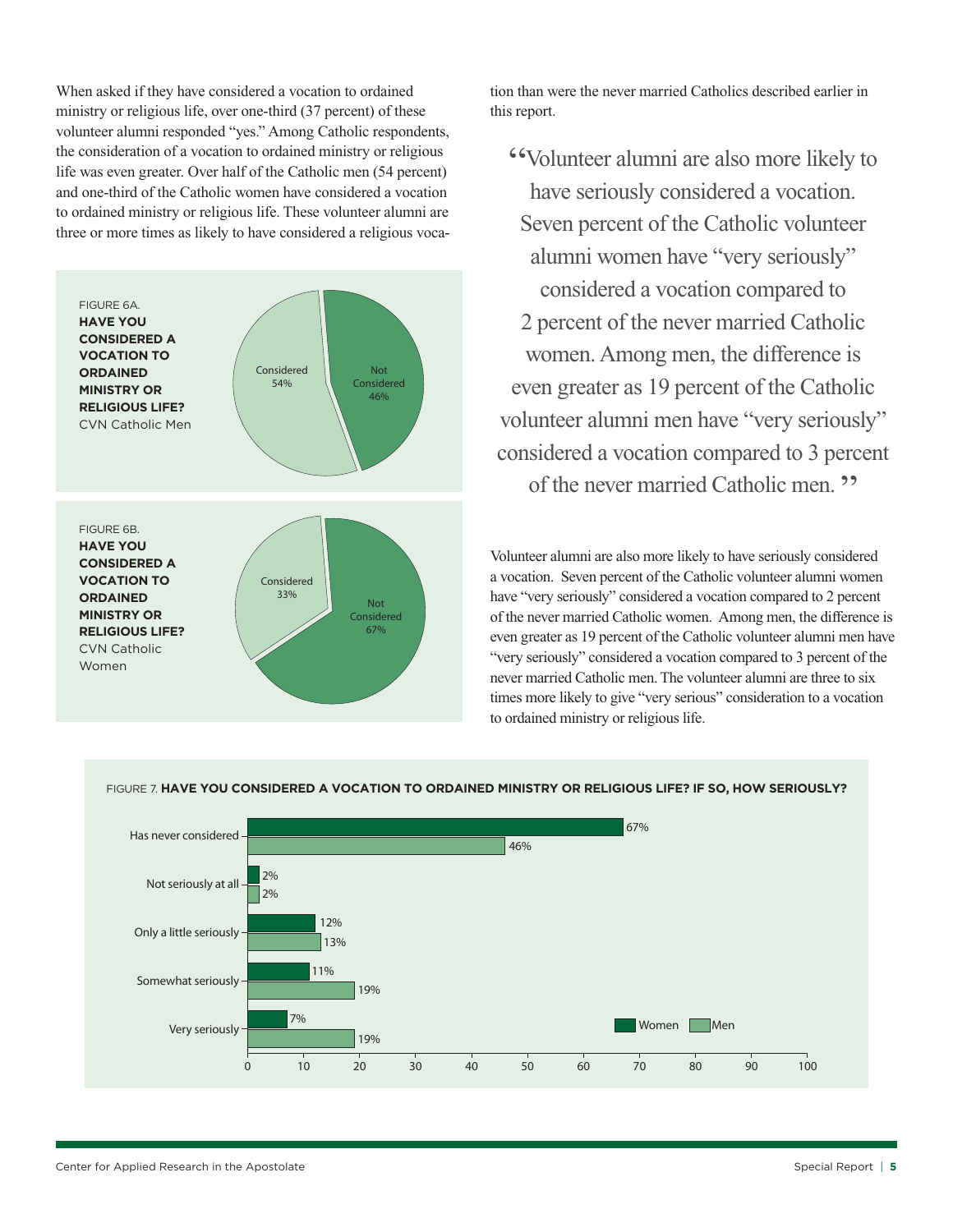When asked if they have considered a vocation to ordained ministry or religious life, over one-third (37 percent) of these volunteer alumni responded "yes." Among Catholic respondents, the consideration of a vocation to ordained ministry or religious life was even greater. Over half of the Catholic men (54 percent) and one-third of the Catholic women have considered a vocation to ordained ministry or religious life. These volunteer alumni are three or more times as likely to have considered a religious vocation than were the never married Catholics described earlier in this report.

FIGURE 6A. **HAVE YOU CONSIDERED A VOCATION TO ORDAINED MINISTRY OR RELIGIOUS LIFE?** CVN Catholic Men

| Response | Percent |
|---|---|
| Considered | 54% |
| Not Considered | 46% |

FIGURE 6B. **HAVE YOU CONSIDERED A VOCATION TO ORDAINED MINISTRY OR RELIGIOUS LIFE?** CVN Catholic Women

| Response | Percent |
|---|---|
| Considered | 33% |
| Not Considered | 67% |

> "Volunteer alumni are also more likely to have seriously considered a vocation. Seven percent of the Catholic volunteer alumni women have "very seriously" considered a vocation compared to 2 percent of the never married Catholic women. Among men, the difference is even greater as 19 percent of the Catholic volunteer alumni men have "very seriously" considered a vocation compared to 3 percent of the never married Catholic men."

Volunteer alumni are also more likely to have seriously considered a vocation. Seven percent of the Catholic volunteer alumni women have "very seriously" considered a vocation compared to 2 percent of the never married Catholic women. Among men, the difference is even greater as 19 percent of the Catholic volunteer alumni men have "very seriously" considered a vocation compared to 3 percent of the never married Catholic men. The volunteer alumni are three to six times more likely to give "very serious" consideration to a vocation to ordained ministry or religious life.

FIGURE 7. **HAVE YOU CONSIDERED A VOCATION TO ORDAINED MINISTRY OR RELIGIOUS LIFE? IF SO, HOW SERIOUSLY?**

| | Women | Men |
|---|---|---|
| Has never considered | 67% | 46% |
| Not seriously at all | 2% | 2% |
| Only a little seriously | 12% | 13% |
| Somewhat seriously | 11% | 19% |
| Very seriously | 7% | 19% |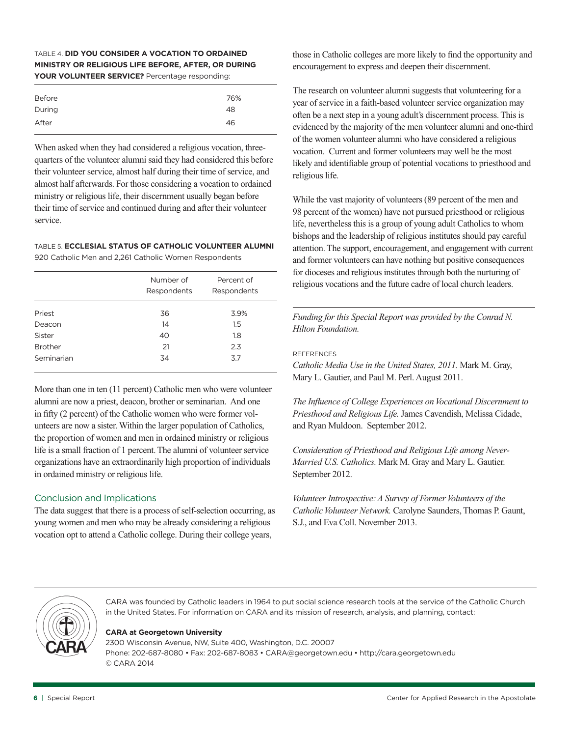TABLE 4. **DID YOU CONSIDER A VOCATION TO ORDAINED MINISTRY OR RELIGIOUS LIFE BEFORE, AFTER, OR DURING YOUR VOLUNTEER SERVICE?** Percentage responding:

| | |
|---|---|
| Before | 76% |
| During | 48 |
| After | 46 |

When asked when they had considered a religious vocation, three-quarters of the volunteer alumni said they had considered this before their volunteer service, almost half during their time of service, and almost half afterwards. For those considering a vocation to ordained ministry or religious life, their discernment usually began before their time of service and continued during and after their volunteer service.

TABLE 5. **ECCLESIAL STATUS OF CATHOLIC VOLUNTEER ALUMNI**
920 Catholic Men and 2,261 Catholic Women Respondents

| | Number of Respondents | Percent of Respondents |
|---|---|---|
| Priest | 36 | 3.9% |
| Deacon | 14 | 1.5 |
| Sister | 40 | 1.8 |
| Brother | 21 | 2.3 |
| Seminarian | 34 | 3.7 |

More than one in ten (11 percent) Catholic men who were volunteer alumni are now a priest, deacon, brother or seminarian. And one in fifty (2 percent) of the Catholic women who were former volunteers are now a sister. Within the larger population of Catholics, the proportion of women and men in ordained ministry or religious life is a small fraction of 1 percent. The alumni of volunteer service organizations have an extraordinarily high proportion of individuals in ordained ministry or religious life.

## Conclusion and Implications

The data suggest that there is a process of self-selection occurring, as young women and men who may be already considering a religious vocation opt to attend a Catholic college. During their college years, those in Catholic colleges are more likely to find the opportunity and encouragement to express and deepen their discernment.

The research on volunteer alumni suggests that volunteering for a year of service in a faith-based volunteer service organization may often be a next step in a young adult's discernment process. This is evidenced by the majority of the men volunteer alumni and one-third of the women volunteer alumni who have considered a religious vocation. Current and former volunteers may well be the most likely and identifiable group of potential vocations to priesthood and religious life.

While the vast majority of volunteers (89 percent of the men and 98 percent of the women) have not pursued priesthood or religious life, nevertheless this is a group of young adult Catholics to whom bishops and the leadership of religious institutes should pay careful attention. The support, encouragement, and engagement with current and former volunteers can have nothing but positive consequences for dioceses and religious institutes through both the nurturing of religious vocations and the future cadre of local church leaders.

*Funding for this Special Report was provided by the Conrad N. Hilton Foundation.*

REFERENCES

*Catholic Media Use in the United States, 2011.* Mark M. Gray, Mary L. Gautier, and Paul M. Perl. August 2011.

*The Influence of College Experiences on Vocational Discernment to Priesthood and Religious Life.* James Cavendish, Melissa Cidade, and Ryan Muldoon. September 2012.

*Consideration of Priesthood and Religious Life among Never-Married U.S. Catholics.* Mark M. Gray and Mary L. Gautier. September 2012.

*Volunteer Introspective: A Survey of Former Volunteers of the Catholic Volunteer Network.* Carolyne Saunders, Thomas P. Gaunt, S.J., and Eva Coll. November 2013.

CARA was founded by Catholic leaders in 1964 to put social science research tools at the service of the Catholic Church in the United States. For information on CARA and its mission of research, analysis, and planning, contact:

**CARA at Georgetown University**
2300 Wisconsin Avenue, NW, Suite 400, Washington, D.C. 20007
Phone: 202-687-8080 • Fax: 202-687-8083 • CARA@georgetown.edu • http://cara.georgetown.edu
© CARA 2014